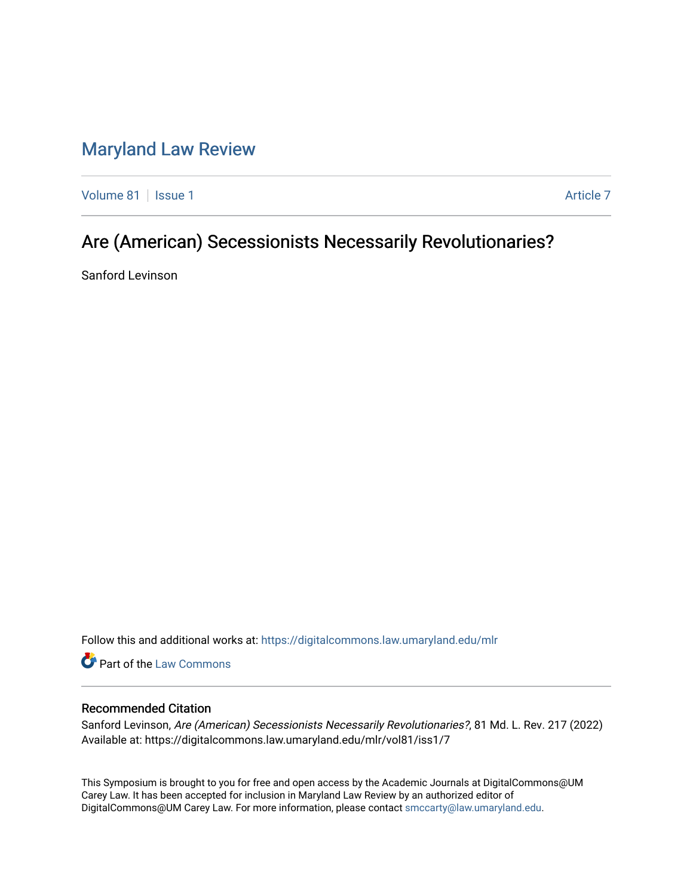# Maryland Law Review

Volume 81 | Issue 1 | Article 7

## Are (American) Secessionists Necessarily Revolutionaries?

Sanford Levinson

Follow this and additional works at: https://digitalcommons.law.umaryland.edu/mlr

Part of the Law Commons

### Recommended Citation

Sanford Levinson, *Are (American) Secessionists Necessarily Revolutionaries?*, 81 Md. L. Rev. 217 (2022)
Available at: https://digitalcommons.law.umaryland.edu/mlr/vol81/iss1/7

This Symposium is brought to you for free and open access by the Academic Journals at DigitalCommons@UM Carey Law. It has been accepted for inclusion in Maryland Law Review by an authorized editor of DigitalCommons@UM Carey Law. For more information, please contact smccarty@law.umaryland.edu.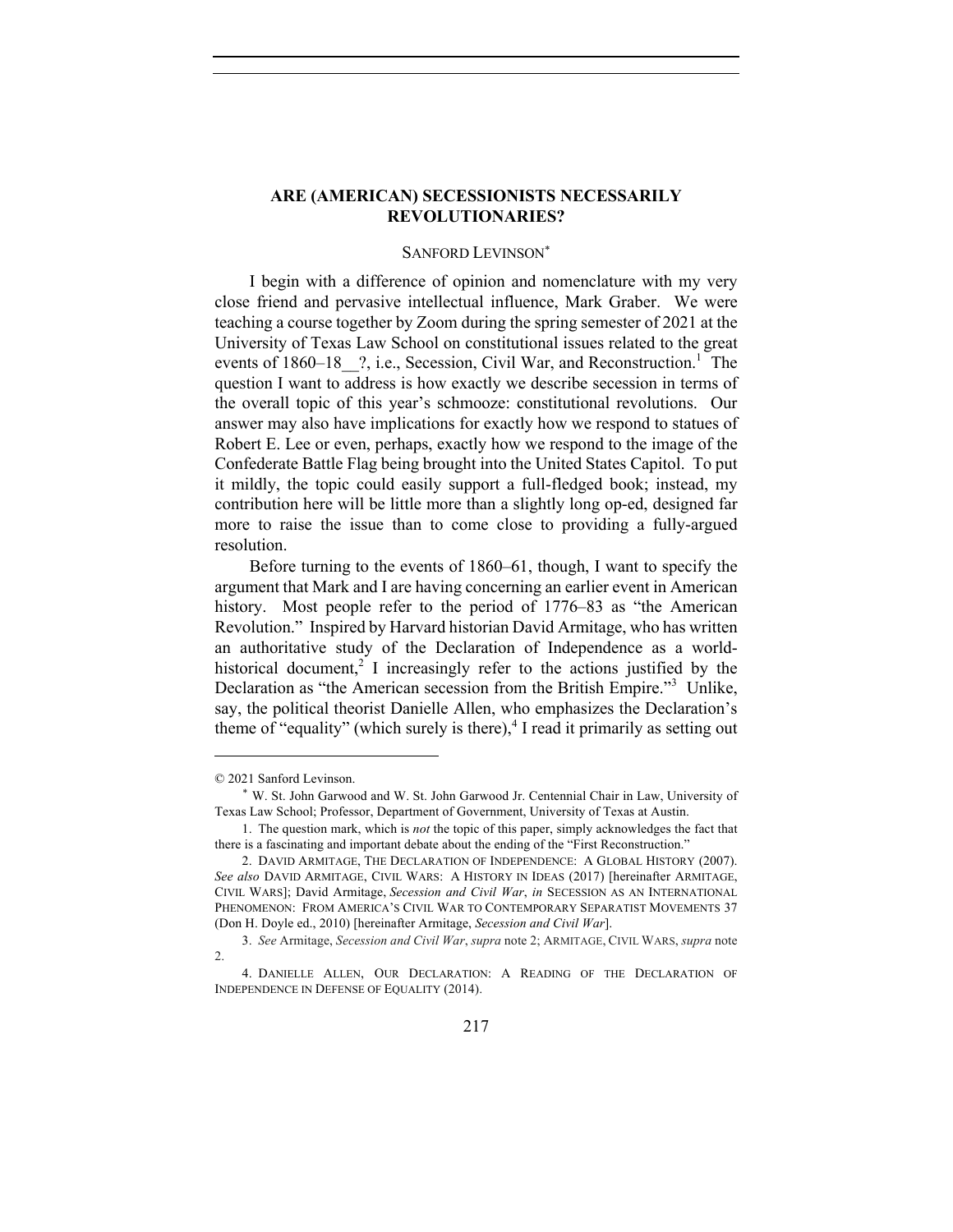# ARE (AMERICAN) SECESSIONISTS NECESSARILY REVOLUTIONARIES?

SANFORD LEVINSON*

I begin with a difference of opinion and nomenclature with my very close friend and pervasive intellectual influence, Mark Graber. We were teaching a course together by Zoom during the spring semester of 2021 at the University of Texas Law School on constitutional issues related to the great events of 1860–18__?, i.e., Secession, Civil War, and Reconstruction.[1] The question I want to address is how exactly we describe secession in terms of the overall topic of this year's schmooze: constitutional revolutions. Our answer may also have implications for exactly how we respond to statues of Robert E. Lee or even, perhaps, exactly how we respond to the image of the Confederate Battle Flag being brought into the United States Capitol. To put it mildly, the topic could easily support a full-fledged book; instead, my contribution here will be little more than a slightly long op-ed, designed far more to raise the issue than to come close to providing a fully-argued resolution.

Before turning to the events of 1860–61, though, I want to specify the argument that Mark and I are having concerning an earlier event in American history. Most people refer to the period of 1776–83 as "the American Revolution." Inspired by Harvard historian David Armitage, who has written an authoritative study of the Declaration of Independence as a world-historical document,[2] I increasingly refer to the actions justified by the Declaration as "the American secession from the British Empire."[3] Unlike, say, the political theorist Danielle Allen, who emphasizes the Declaration's theme of "equality" (which surely is there),[4] I read it primarily as setting out

---

© 2021 Sanford Levinson.

\* W. St. John Garwood and W. St. John Garwood Jr. Centennial Chair in Law, University of Texas Law School; Professor, Department of Government, University of Texas at Austin.

1. The question mark, which is *not* the topic of this paper, simply acknowledges the fact that there is a fascinating and important debate about the ending of the "First Reconstruction."

2. DAVID ARMITAGE, THE DECLARATION OF INDEPENDENCE: A GLOBAL HISTORY (2007). *See also* DAVID ARMITAGE, CIVIL WARS: A HISTORY IN IDEAS (2017) [hereinafter ARMITAGE, CIVIL WARS]; David Armitage, *Secession and Civil War*, *in* SECESSION AS AN INTERNATIONAL PHENOMENON: FROM AMERICA'S CIVIL WAR TO CONTEMPORARY SEPARATIST MOVEMENTS 37 (Don H. Doyle ed., 2010) [hereinafter Armitage, *Secession and Civil War*].

3. *See* Armitage, *Secession and Civil War*, *supra* note 2; ARMITAGE, CIVIL WARS, *supra* note 2.

4. DANIELLE ALLEN, OUR DECLARATION: A READING OF THE DECLARATION OF INDEPENDENCE IN DEFENSE OF EQUALITY (2014).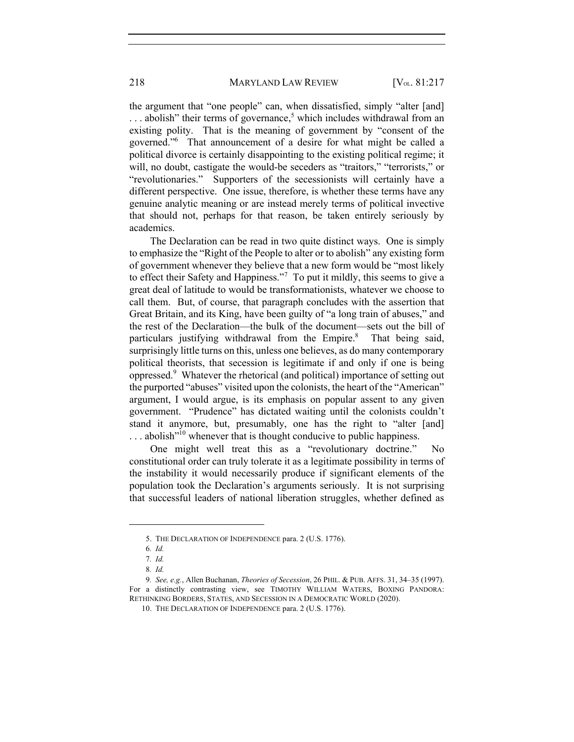the argument that "one people" can, when dissatisfied, simply "alter [and] . . . abolish" their terms of governance,[5] which includes withdrawal from an existing polity. That is the meaning of government by "consent of the governed."[6] That announcement of a desire for what might be called a political divorce is certainly disappointing to the existing political regime; it will, no doubt, castigate the would-be seceders as "traitors," "terrorists," or "revolutionaries." Supporters of the secessionists will certainly have a different perspective. One issue, therefore, is whether these terms have any genuine analytic meaning or are instead merely terms of political invective that should not, perhaps for that reason, be taken entirely seriously by academics.

The Declaration can be read in two quite distinct ways. One is simply to emphasize the "Right of the People to alter or to abolish" any existing form of government whenever they believe that a new form would be "most likely to effect their Safety and Happiness."[7] To put it mildly, this seems to give a great deal of latitude to would be transformationists, whatever we choose to call them. But, of course, that paragraph concludes with the assertion that Great Britain, and its King, have been guilty of "a long train of abuses," and the rest of the Declaration—the bulk of the document—sets out the bill of particulars justifying withdrawal from the Empire.[8] That being said, surprisingly little turns on this, unless one believes, as do many contemporary political theorists, that secession is legitimate if and only if one is being oppressed.[9] Whatever the rhetorical (and political) importance of setting out the purported "abuses" visited upon the colonists, the heart of the "American" argument, I would argue, is its emphasis on popular assent to any given government. "Prudence" has dictated waiting until the colonists couldn't stand it anymore, but, presumably, one has the right to "alter [and] . . . abolish"[10] whenever that is thought conducive to public happiness.

One might well treat this as a "revolutionary doctrine." No constitutional order can truly tolerate it as a legitimate possibility in terms of the instability it would necessarily produce if significant elements of the population took the Declaration's arguments seriously. It is not surprising that successful leaders of national liberation struggles, whether defined as

---

5. THE DECLARATION OF INDEPENDENCE para. 2 (U.S. 1776).

6. *Id.*

7. *Id.*

8. *Id.*

9. *See, e.g.*, Allen Buchanan, *Theories of Secession*, 26 PHIL. & PUB. AFFS. 31, 34–35 (1997). For a distinctly contrasting view, see TIMOTHY WILLIAM WATERS, BOXING PANDORA: RETHINKING BORDERS, STATES, AND SECESSION IN A DEMOCRATIC WORLD (2020).

10. THE DECLARATION OF INDEPENDENCE para. 2 (U.S. 1776).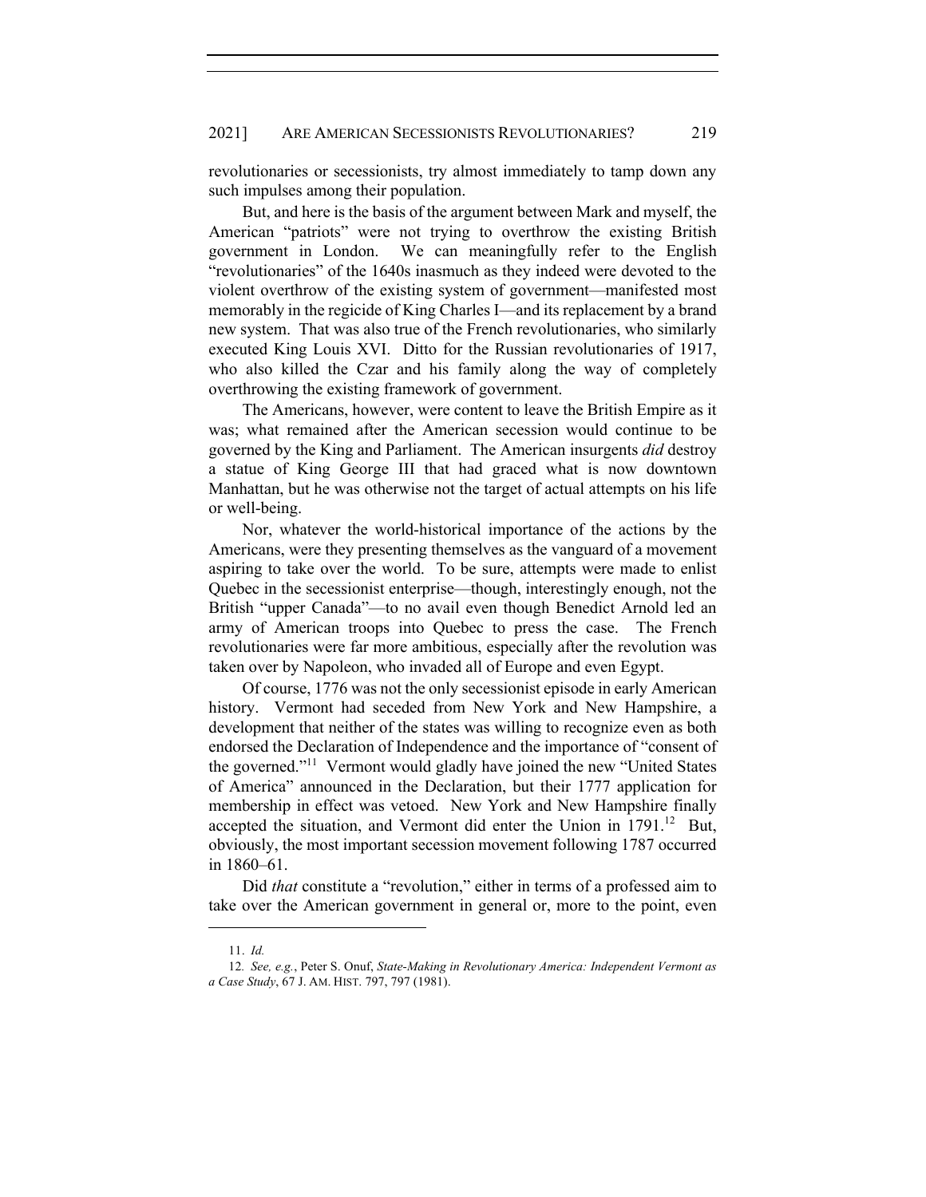revolutionaries or secessionists, try almost immediately to tamp down any such impulses among their population.

But, and here is the basis of the argument between Mark and myself, the American "patriots" were not trying to overthrow the existing British government in London. We can meaningfully refer to the English "revolutionaries" of the 1640s inasmuch as they indeed were devoted to the violent overthrow of the existing system of government—manifested most memorably in the regicide of King Charles I—and its replacement by a brand new system. That was also true of the French revolutionaries, who similarly executed King Louis XVI. Ditto for the Russian revolutionaries of 1917, who also killed the Czar and his family along the way of completely overthrowing the existing framework of government.

The Americans, however, were content to leave the British Empire as it was; what remained after the American secession would continue to be governed by the King and Parliament. The American insurgents *did* destroy a statue of King George III that had graced what is now downtown Manhattan, but he was otherwise not the target of actual attempts on his life or well-being.

Nor, whatever the world-historical importance of the actions by the Americans, were they presenting themselves as the vanguard of a movement aspiring to take over the world. To be sure, attempts were made to enlist Quebec in the secessionist enterprise—though, interestingly enough, not the British "upper Canada"—to no avail even though Benedict Arnold led an army of American troops into Quebec to press the case. The French revolutionaries were far more ambitious, especially after the revolution was taken over by Napoleon, who invaded all of Europe and even Egypt.

Of course, 1776 was not the only secessionist episode in early American history. Vermont had seceded from New York and New Hampshire, a development that neither of the states was willing to recognize even as both endorsed the Declaration of Independence and the importance of "consent of the governed."[11] Vermont would gladly have joined the new "United States of America" announced in the Declaration, but their 1777 application for membership in effect was vetoed. New York and New Hampshire finally accepted the situation, and Vermont did enter the Union in 1791.[12] But, obviously, the most important secession movement following 1787 occurred in 1860–61.

Did *that* constitute a "revolution," either in terms of a professed aim to take over the American government in general or, more to the point, even

---

11. *Id.*

12. *See, e.g.*, Peter S. Onuf, *State-Making in Revolutionary America: Independent Vermont as a Case Study*, 67 J. AM. HIST. 797, 797 (1981).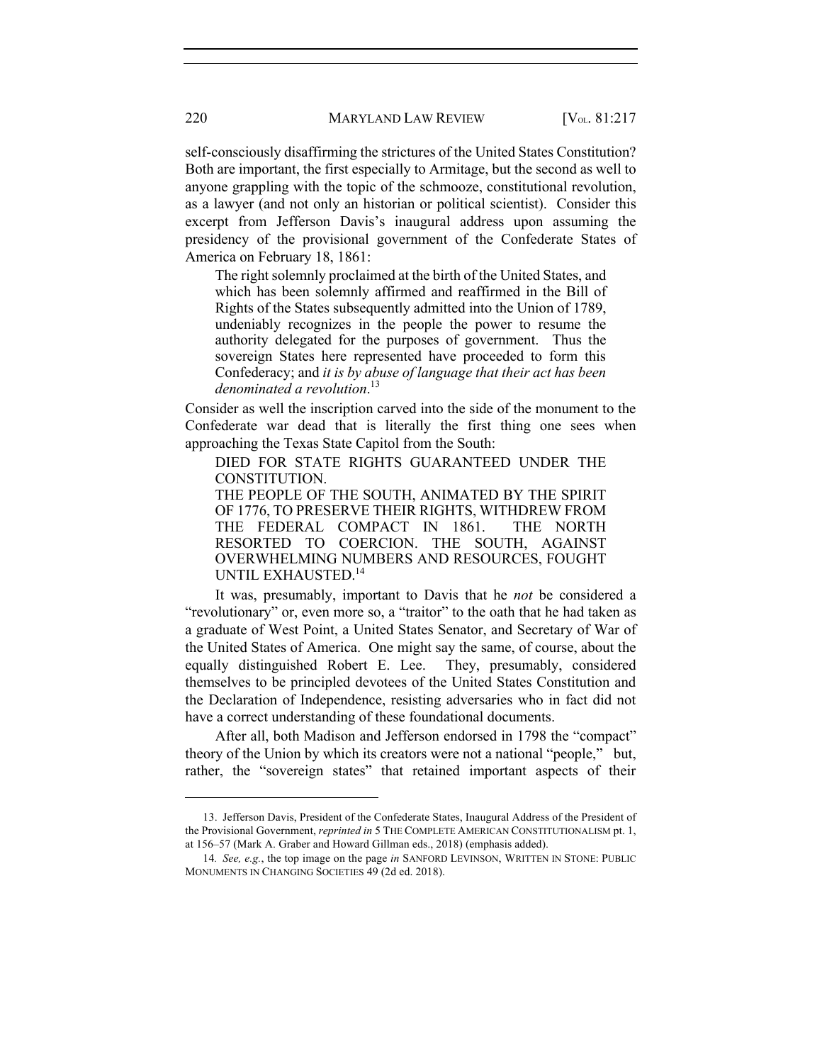self-consciously disaffirming the strictures of the United States Constitution? Both are important, the first especially to Armitage, but the second as well to anyone grappling with the topic of the schmooze, constitutional revolution, as a lawyer (and not only an historian or political scientist). Consider this excerpt from Jefferson Davis's inaugural address upon assuming the presidency of the provisional government of the Confederate States of America on February 18, 1861:

> The right solemnly proclaimed at the birth of the United States, and which has been solemnly affirmed and reaffirmed in the Bill of Rights of the States subsequently admitted into the Union of 1789, undeniably recognizes in the people the power to resume the authority delegated for the purposes of government. Thus the sovereign States here represented have proceeded to form this Confederacy; and *it is by abuse of language that their act has been denominated a revolution*.[13]

Consider as well the inscription carved into the side of the monument to the Confederate war dead that is literally the first thing one sees when approaching the Texas State Capitol from the South:

> DIED FOR STATE RIGHTS GUARANTEED UNDER THE CONSTITUTION.
> THE PEOPLE OF THE SOUTH, ANIMATED BY THE SPIRIT OF 1776, TO PRESERVE THEIR RIGHTS, WITHDREW FROM THE FEDERAL COMPACT IN 1861. THE NORTH RESORTED TO COERCION. THE SOUTH, AGAINST OVERWHELMING NUMBERS AND RESOURCES, FOUGHT UNTIL EXHAUSTED.[14]

It was, presumably, important to Davis that he *not* be considered a "revolutionary" or, even more so, a "traitor" to the oath that he had taken as a graduate of West Point, a United States Senator, and Secretary of War of the United States of America. One might say the same, of course, about the equally distinguished Robert E. Lee. They, presumably, considered themselves to be principled devotees of the United States Constitution and the Declaration of Independence, resisting adversaries who in fact did not have a correct understanding of these foundational documents.

After all, both Madison and Jefferson endorsed in 1798 the "compact" theory of the Union by which its creators were not a national "people," but, rather, the "sovereign states" that retained important aspects of their

---

13. Jefferson Davis, President of the Confederate States, Inaugural Address of the President of the Provisional Government, *reprinted in* 5 THE COMPLETE AMERICAN CONSTITUTIONALISM pt. 1, at 156–57 (Mark A. Graber and Howard Gillman eds., 2018) (emphasis added).

14. *See, e.g.*, the top image on the page *in* SANFORD LEVINSON, WRITTEN IN STONE: PUBLIC MONUMENTS IN CHANGING SOCIETIES 49 (2d ed. 2018).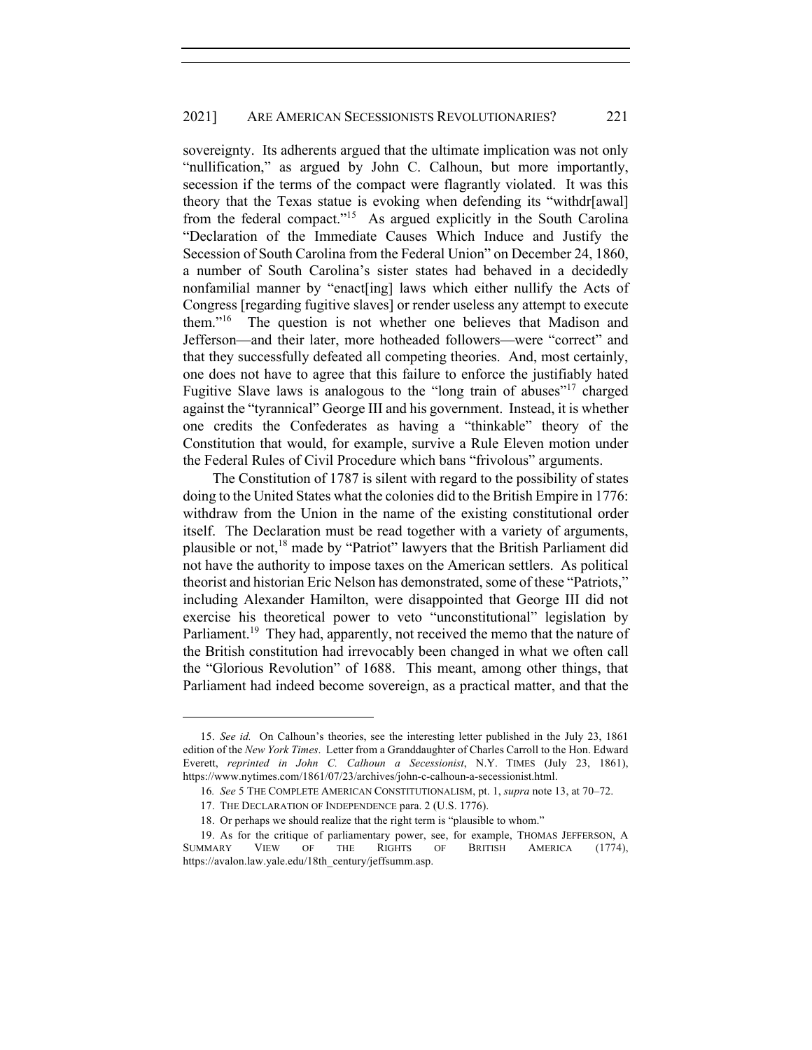sovereignty. Its adherents argued that the ultimate implication was not only "nullification," as argued by John C. Calhoun, but more importantly, secession if the terms of the compact were flagrantly violated. It was this theory that the Texas statue is evoking when defending its "withdr[awal] from the federal compact."[15] As argued explicitly in the South Carolina "Declaration of the Immediate Causes Which Induce and Justify the Secession of South Carolina from the Federal Union" on December 24, 1860, a number of South Carolina's sister states had behaved in a decidedly nonfamilial manner by "enact[ing] laws which either nullify the Acts of Congress [regarding fugitive slaves] or render useless any attempt to execute them."[16] The question is not whether one believes that Madison and Jefferson—and their later, more hotheaded followers—were "correct" and that they successfully defeated all competing theories. And, most certainly, one does not have to agree that this failure to enforce the justifiably hated Fugitive Slave laws is analogous to the "long train of abuses"[17] charged against the "tyrannical" George III and his government. Instead, it is whether one credits the Confederates as having a "thinkable" theory of the Constitution that would, for example, survive a Rule Eleven motion under the Federal Rules of Civil Procedure which bans "frivolous" arguments.

The Constitution of 1787 is silent with regard to the possibility of states doing to the United States what the colonies did to the British Empire in 1776: withdraw from the Union in the name of the existing constitutional order itself. The Declaration must be read together with a variety of arguments, plausible or not,[18] made by "Patriot" lawyers that the British Parliament did not have the authority to impose taxes on the American settlers. As political theorist and historian Eric Nelson has demonstrated, some of these "Patriots," including Alexander Hamilton, were disappointed that George III did not exercise his theoretical power to veto "unconstitutional" legislation by Parliament.[19] They had, apparently, not received the memo that the nature of the British constitution had irrevocably been changed in what we often call the "Glorious Revolution" of 1688. This meant, among other things, that Parliament had indeed become sovereign, as a practical matter, and that the

---

15. *See id.* On Calhoun's theories, see the interesting letter published in the July 23, 1861 edition of the *New York Times*. Letter from a Granddaughter of Charles Carroll to the Hon. Edward Everett, *reprinted in John C. Calhoun a Secessionist*, N.Y. TIMES (July 23, 1861), https://www.nytimes.com/1861/07/23/archives/john-c-calhoun-a-secessionist.html.

16. *See* 5 THE COMPLETE AMERICAN CONSTITUTIONALISM, pt. 1, *supra* note 13, at 70–72.

17. THE DECLARATION OF INDEPENDENCE para. 2 (U.S. 1776).

18. Or perhaps we should realize that the right term is "plausible to whom."

19. As for the critique of parliamentary power, see, for example, THOMAS JEFFERSON, A SUMMARY VIEW OF THE RIGHTS OF BRITISH AMERICA (1774), https://avalon.law.yale.edu/18th_century/jeffsumm.asp.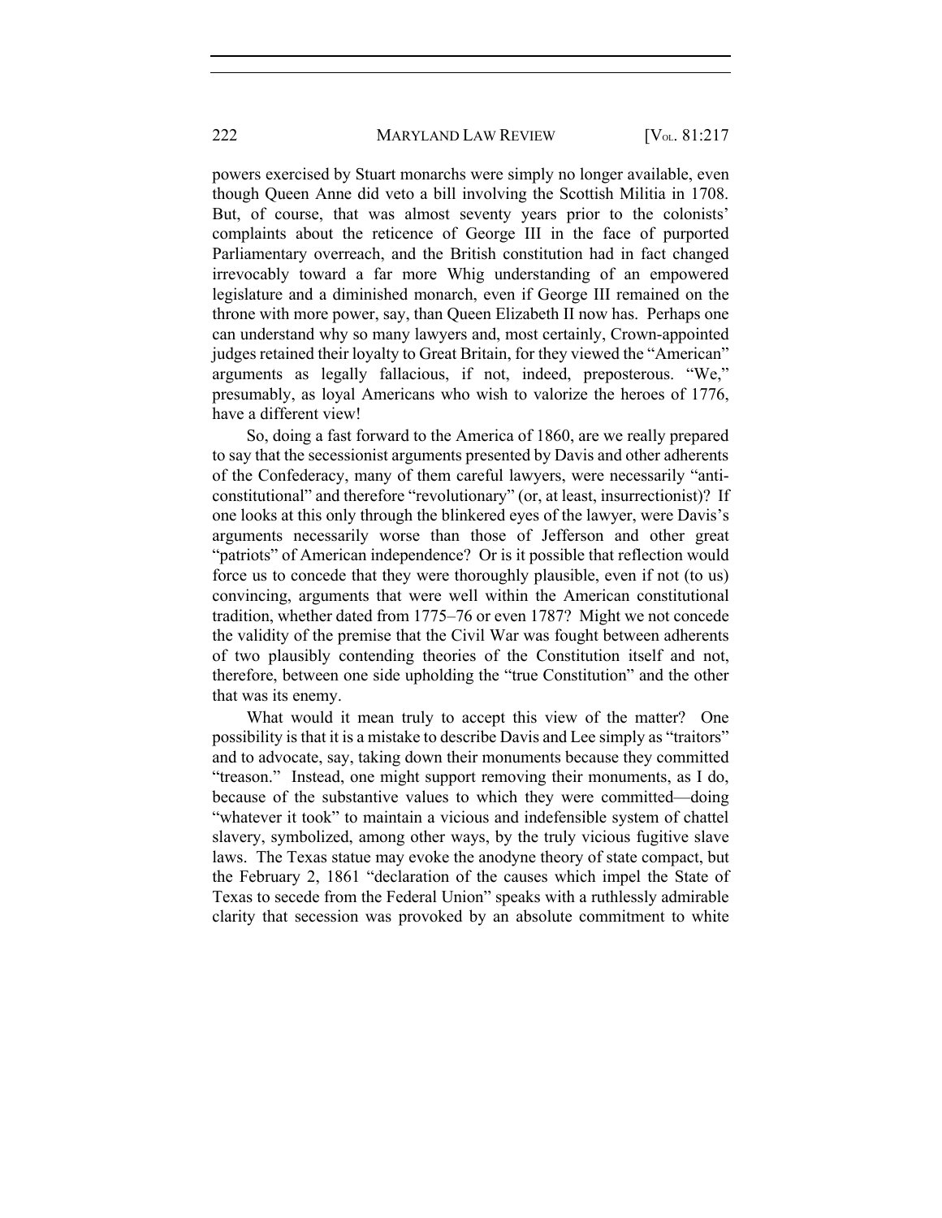powers exercised by Stuart monarchs were simply no longer available, even though Queen Anne did veto a bill involving the Scottish Militia in 1708. But, of course, that was almost seventy years prior to the colonists' complaints about the reticence of George III in the face of purported Parliamentary overreach, and the British constitution had in fact changed irrevocably toward a far more Whig understanding of an empowered legislature and a diminished monarch, even if George III remained on the throne with more power, say, than Queen Elizabeth II now has. Perhaps one can understand why so many lawyers and, most certainly, Crown-appointed judges retained their loyalty to Great Britain, for they viewed the "American" arguments as legally fallacious, if not, indeed, preposterous. "We," presumably, as loyal Americans who wish to valorize the heroes of 1776, have a different view!

So, doing a fast forward to the America of 1860, are we really prepared to say that the secessionist arguments presented by Davis and other adherents of the Confederacy, many of them careful lawyers, were necessarily "anti-constitutional" and therefore "revolutionary" (or, at least, insurrectionist)? If one looks at this only through the blinkered eyes of the lawyer, were Davis's arguments necessarily worse than those of Jefferson and other great "patriots" of American independence? Or is it possible that reflection would force us to concede that they were thoroughly plausible, even if not (to us) convincing, arguments that were well within the American constitutional tradition, whether dated from 1775–76 or even 1787? Might we not concede the validity of the premise that the Civil War was fought between adherents of two plausibly contending theories of the Constitution itself and not, therefore, between one side upholding the "true Constitution" and the other that was its enemy.

What would it mean truly to accept this view of the matter? One possibility is that it is a mistake to describe Davis and Lee simply as "traitors" and to advocate, say, taking down their monuments because they committed "treason." Instead, one might support removing their monuments, as I do, because of the substantive values to which they were committed—doing "whatever it took" to maintain a vicious and indefensible system of chattel slavery, symbolized, among other ways, by the truly vicious fugitive slave laws. The Texas statue may evoke the anodyne theory of state compact, but the February 2, 1861 "declaration of the causes which impel the State of Texas to secede from the Federal Union" speaks with a ruthlessly admirable clarity that secession was provoked by an absolute commitment to white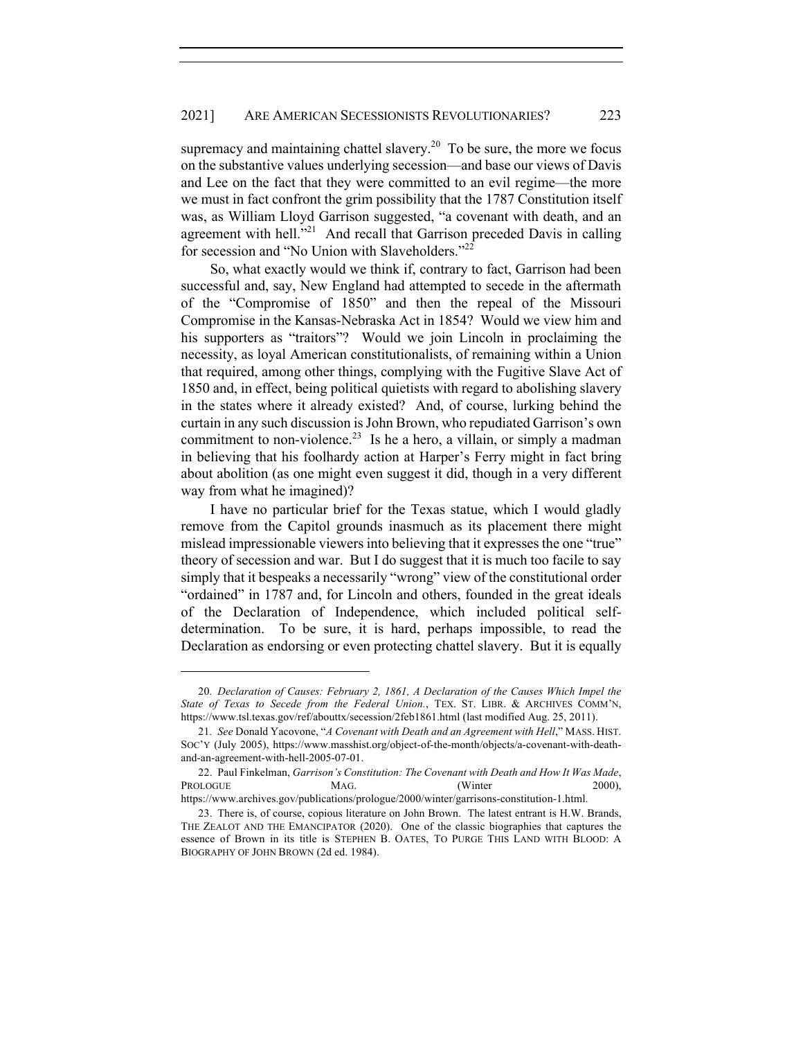supremacy and maintaining chattel slavery.[20] To be sure, the more we focus on the substantive values underlying secession—and base our views of Davis and Lee on the fact that they were committed to an evil regime—the more we must in fact confront the grim possibility that the 1787 Constitution itself was, as William Lloyd Garrison suggested, "a covenant with death, and an agreement with hell."[21] And recall that Garrison preceded Davis in calling for secession and "No Union with Slaveholders."[22]

So, what exactly would we think if, contrary to fact, Garrison had been successful and, say, New England had attempted to secede in the aftermath of the "Compromise of 1850" and then the repeal of the Missouri Compromise in the Kansas-Nebraska Act in 1854? Would we view him and his supporters as "traitors"? Would we join Lincoln in proclaiming the necessity, as loyal American constitutionalists, of remaining within a Union that required, among other things, complying with the Fugitive Slave Act of 1850 and, in effect, being political quietists with regard to abolishing slavery in the states where it already existed? And, of course, lurking behind the curtain in any such discussion is John Brown, who repudiated Garrison's own commitment to non-violence.[23] Is he a hero, a villain, or simply a madman in believing that his foolhardy action at Harper's Ferry might in fact bring about abolition (as one might even suggest it did, though in a very different way from what he imagined)?

I have no particular brief for the Texas statue, which I would gladly remove from the Capitol grounds inasmuch as its placement there might mislead impressionable viewers into believing that it expresses the one "true" theory of secession and war. But I do suggest that it is much too facile to say simply that it bespeaks a necessarily "wrong" view of the constitutional order "ordained" in 1787 and, for Lincoln and others, founded in the great ideals of the Declaration of Independence, which included political self-determination. To be sure, it is hard, perhaps impossible, to read the Declaration as endorsing or even protecting chattel slavery. But it is equally

---

20. *Declaration of Causes: February 2, 1861, A Declaration of the Causes Which Impel the State of Texas to Secede from the Federal Union.*, TEX. ST. LIBR. & ARCHIVES COMM'N, https://www.tsl.texas.gov/ref/abouttx/secession/2feb1861.html (last modified Aug. 25, 2011).

21. *See* Donald Yacovone, "*A Covenant with Death and an Agreement with Hell*," MASS. HIST. SOC'Y (July 2005), https://www.masshist.org/object-of-the-month/objects/a-covenant-with-death-and-an-agreement-with-hell-2005-07-01.

22. Paul Finkelman, *Garrison's Constitution: The Covenant with Death and How It Was Made*, PROLOGUE MAG. (Winter 2000), https://www.archives.gov/publications/prologue/2000/winter/garrisons-constitution-1.html.

23. There is, of course, copious literature on John Brown. The latest entrant is H.W. Brands, THE ZEALOT AND THE EMANCIPATOR (2020). One of the classic biographies that captures the essence of Brown in its title is STEPHEN B. OATES, TO PURGE THIS LAND WITH BLOOD: A BIOGRAPHY OF JOHN BROWN (2d ed. 1984).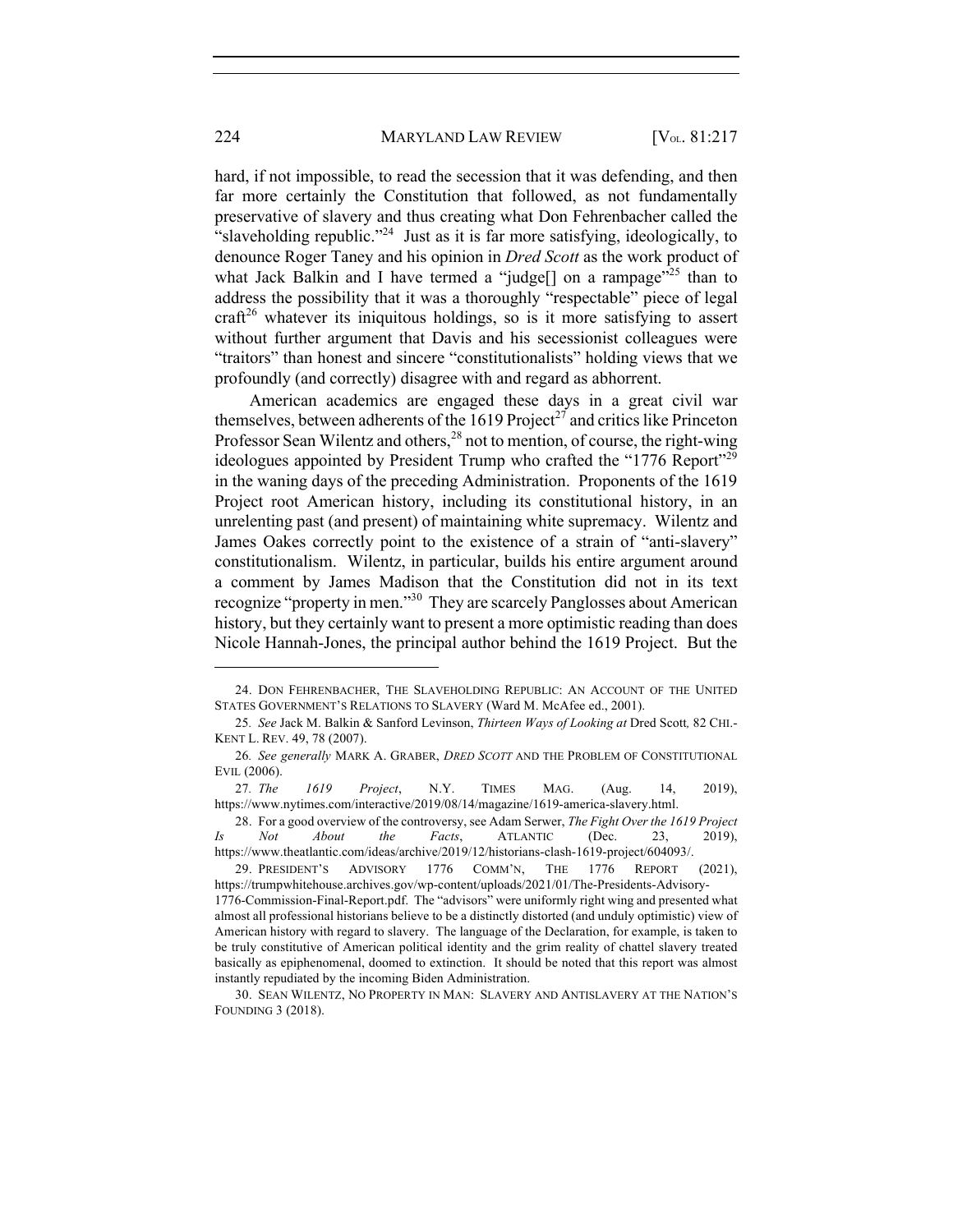hard, if not impossible, to read the secession that it was defending, and then far more certainly the Constitution that followed, as not fundamentally preservative of slavery and thus creating what Don Fehrenbacher called the "slaveholding republic."[24] Just as it is far more satisfying, ideologically, to denounce Roger Taney and his opinion in *Dred Scott* as the work product of what Jack Balkin and I have termed a "judge[] on a rampage"[25] than to address the possibility that it was a thoroughly "respectable" piece of legal craft[26] whatever its iniquitous holdings, so is it more satisfying to assert without further argument that Davis and his secessionist colleagues were "traitors" than honest and sincere "constitutionalists" holding views that we profoundly (and correctly) disagree with and regard as abhorrent.

American academics are engaged these days in a great civil war themselves, between adherents of the 1619 Project[27] and critics like Princeton Professor Sean Wilentz and others,[28] not to mention, of course, the right-wing ideologues appointed by President Trump who crafted the "1776 Report"[29] in the waning days of the preceding Administration. Proponents of the 1619 Project root American history, including its constitutional history, in an unrelenting past (and present) of maintaining white supremacy. Wilentz and James Oakes correctly point to the existence of a strain of "anti-slavery" constitutionalism. Wilentz, in particular, builds his entire argument around a comment by James Madison that the Constitution did not in its text recognize "property in men."[30] They are scarcely Panglosses about American history, but they certainly want to present a more optimistic reading than does Nicole Hannah-Jones, the principal author behind the 1619 Project. But the

---

24. DON FEHRENBACHER, THE SLAVEHOLDING REPUBLIC: AN ACCOUNT OF THE UNITED STATES GOVERNMENT'S RELATIONS TO SLAVERY (Ward M. McAfee ed., 2001).

25. *See* Jack M. Balkin & Sanford Levinson, *Thirteen Ways of Looking at* Dred Scott*,* 82 CHI.-KENT L. REV. 49, 78 (2007).

26. *See generally* MARK A. GRABER, *DRED SCOTT* AND THE PROBLEM OF CONSTITUTIONAL EVIL (2006).

27. *The 1619 Project*, N.Y. TIMES MAG. (Aug. 14, 2019), https://www.nytimes.com/interactive/2019/08/14/magazine/1619-america-slavery.html.

28. For a good overview of the controversy, see Adam Serwer, *The Fight Over the 1619 Project Is Not About the Facts*, ATLANTIC (Dec. 23, 2019), https://www.theatlantic.com/ideas/archive/2019/12/historians-clash-1619-project/604093/.

29. PRESIDENT'S ADVISORY 1776 COMM'N, THE 1776 REPORT (2021), https://trumpwhitehouse.archives.gov/wp-content/uploads/2021/01/The-Presidents-Advisory-1776-Commission-Final-Report.pdf. The "advisors" were uniformly right wing and presented what almost all professional historians believe to be a distinctly distorted (and unduly optimistic) view of American history with regard to slavery. The language of the Declaration, for example, is taken to be truly constitutive of American political identity and the grim reality of chattel slavery treated basically as epiphenomenal, doomed to extinction. It should be noted that this report was almost instantly repudiated by the incoming Biden Administration.

30. SEAN WILENTZ, NO PROPERTY IN MAN: SLAVERY AND ANTISLAVERY AT THE NATION'S FOUNDING 3 (2018).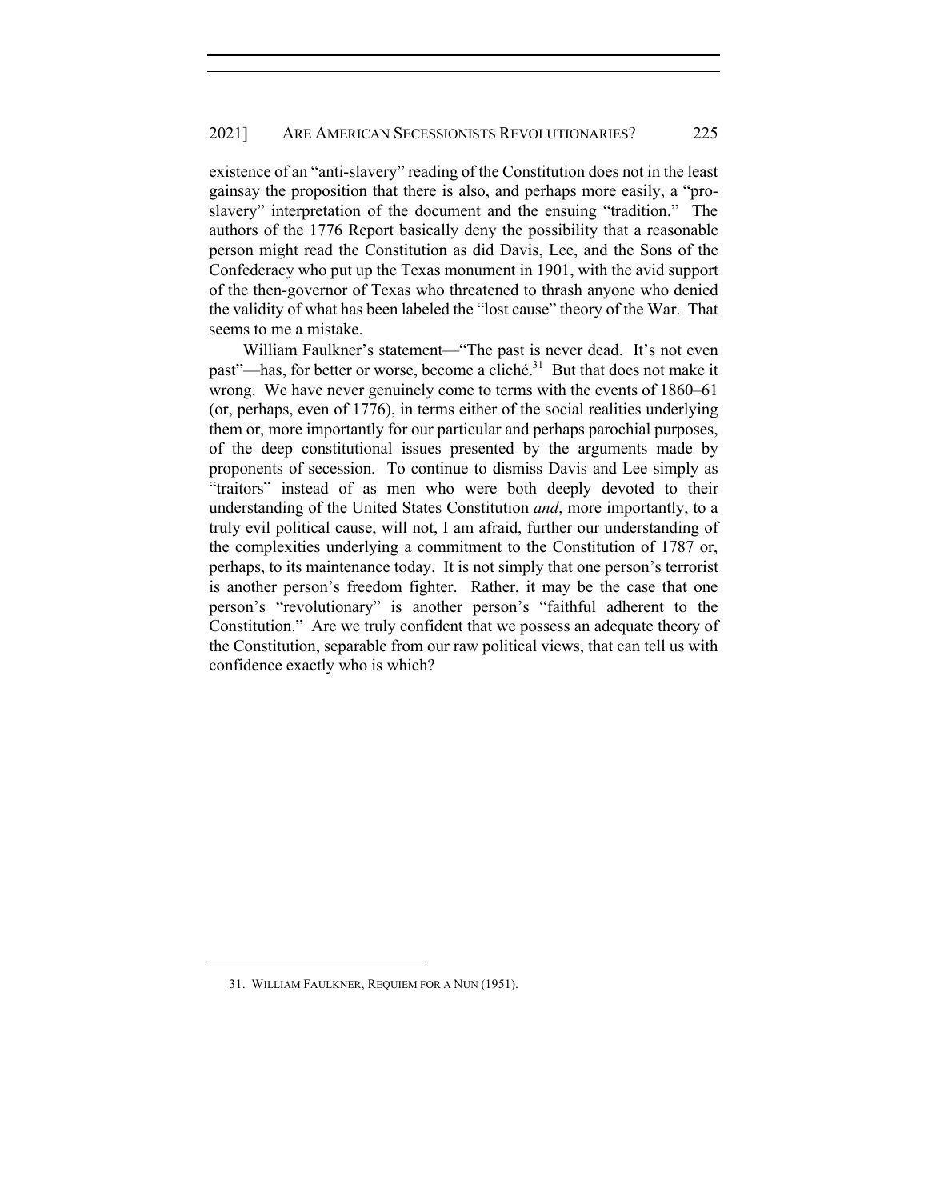existence of an "anti-slavery" reading of the Constitution does not in the least gainsay the proposition that there is also, and perhaps more easily, a "pro-slavery" interpretation of the document and the ensuing "tradition." The authors of the 1776 Report basically deny the possibility that a reasonable person might read the Constitution as did Davis, Lee, and the Sons of the Confederacy who put up the Texas monument in 1901, with the avid support of the then-governor of Texas who threatened to thrash anyone who denied the validity of what has been labeled the "lost cause" theory of the War. That seems to me a mistake.

William Faulkner's statement—"The past is never dead. It's not even past"—has, for better or worse, become a cliché.[31] But that does not make it wrong. We have never genuinely come to terms with the events of 1860–61 (or, perhaps, even of 1776), in terms either of the social realities underlying them or, more importantly for our particular and perhaps parochial purposes, of the deep constitutional issues presented by the arguments made by proponents of secession. To continue to dismiss Davis and Lee simply as "traitors" instead of as men who were both deeply devoted to their understanding of the United States Constitution *and*, more importantly, to a truly evil political cause, will not, I am afraid, further our understanding of the complexities underlying a commitment to the Constitution of 1787 or, perhaps, to its maintenance today. It is not simply that one person's terrorist is another person's freedom fighter. Rather, it may be the case that one person's "revolutionary" is another person's "faithful adherent to the Constitution." Are we truly confident that we possess an adequate theory of the Constitution, separable from our raw political views, that can tell us with confidence exactly who is which?

---

31. WILLIAM FAULKNER, REQUIEM FOR A NUN (1951).